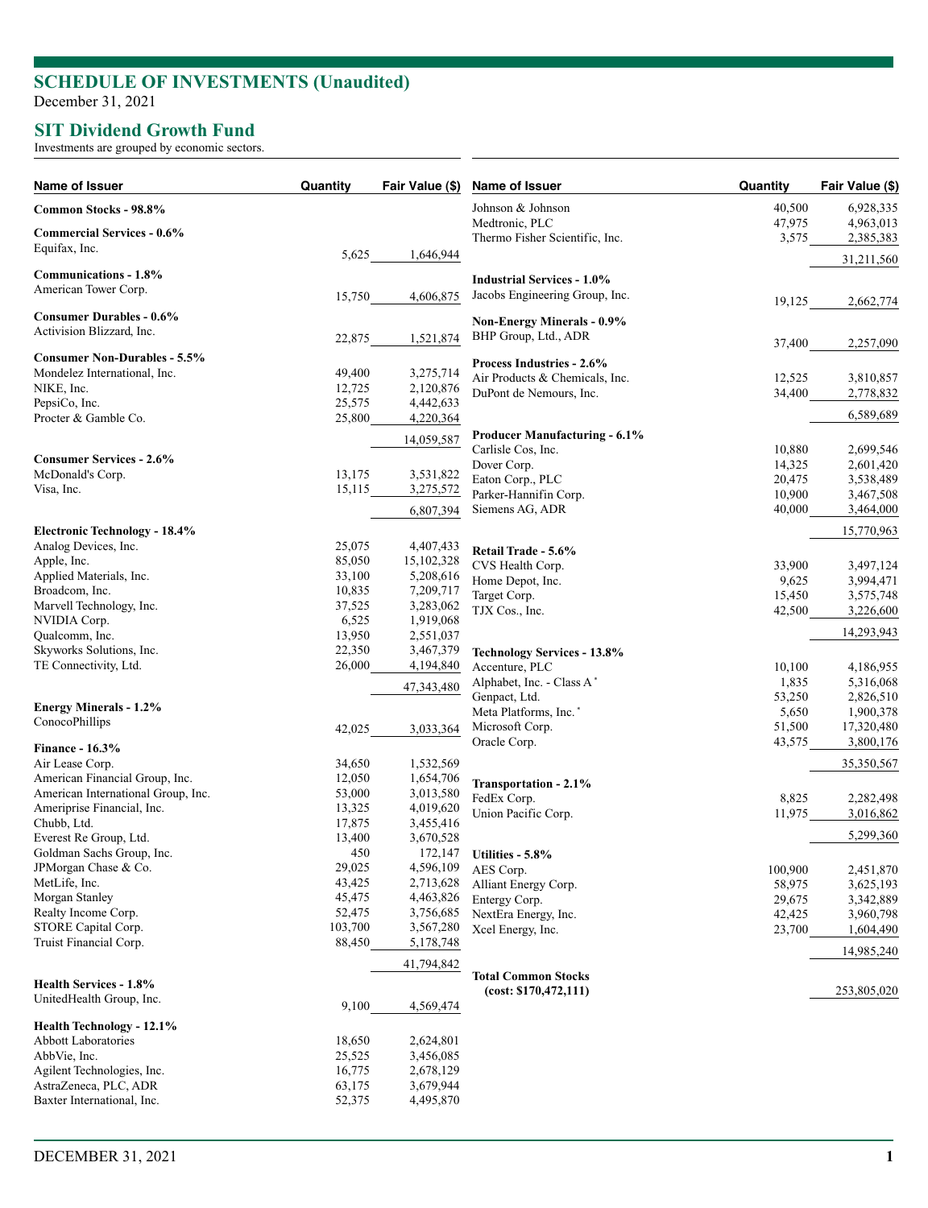# SCHEDULE OF INVESTMENTS (Unaudited)

December 31, 2021

## SIT Dividend Growth Fund

Investments are grouped by economic sectors.

| Name of Issuer | Quantity | Fair Value ($) |
|---|---|---|
| **Common Stocks - 98.8%** | | |
| **Commercial Services - 0.6%** | | |
| Equifax, Inc. | 5,625 | 1,646,944 |
| **Communications - 1.8%** | | |
| American Tower Corp. | 15,750 | 4,606,875 |
| **Consumer Durables - 0.6%** | | |
| Activision Blizzard, Inc. | 22,875 | 1,521,874 |
| **Consumer Non-Durables - 5.5%** | | |
| Mondelez International, Inc. | 49,400 | 3,275,714 |
| NIKE, Inc. | 12,725 | 2,120,876 |
| PepsiCo, Inc. | 25,575 | 4,442,633 |
| Procter & Gamble Co. | 25,800 | 4,220,364 |
| | | 14,059,587 |
| **Consumer Services - 2.6%** | | |
| McDonald's Corp. | 13,175 | 3,531,822 |
| Visa, Inc. | 15,115 | 3,275,572 |
| | | 6,807,394 |
| **Electronic Technology - 18.4%** | | |
| Analog Devices, Inc. | 25,075 | 4,407,433 |
| Apple, Inc. | 85,050 | 15,102,328 |
| Applied Materials, Inc. | 33,100 | 5,208,616 |
| Broadcom, Inc. | 10,835 | 7,209,717 |
| Marvell Technology, Inc. | 37,525 | 3,283,062 |
| NVIDIA Corp. | 6,525 | 1,919,068 |
| Qualcomm, Inc. | 13,950 | 2,551,037 |
| Skyworks Solutions, Inc. | 22,350 | 3,467,379 |
| TE Connectivity, Ltd. | 26,000 | 4,194,840 |
| | | 47,343,480 |
| **Energy Minerals - 1.2%** | | |
| ConocoPhillips | 42,025 | 3,033,364 |
| **Finance - 16.3%** | | |
| Air Lease Corp. | 34,650 | 1,532,569 |
| American Financial Group, Inc. | 12,050 | 1,654,706 |
| American International Group, Inc. | 53,000 | 3,013,580 |
| Ameriprise Financial, Inc. | 13,325 | 4,019,620 |
| Chubb, Ltd. | 17,875 | 3,455,416 |
| Everest Re Group, Ltd. | 13,400 | 3,670,528 |
| Goldman Sachs Group, Inc. | 450 | 172,147 |
| JPMorgan Chase & Co. | 29,025 | 4,596,109 |
| MetLife, Inc. | 43,425 | 2,713,628 |
| Morgan Stanley | 45,475 | 4,463,826 |
| Realty Income Corp. | 52,475 | 3,756,685 |
| STORE Capital Corp. | 103,700 | 3,567,280 |
| Truist Financial Corp. | 88,450 | 5,178,748 |
| | | 41,794,842 |
| **Health Services - 1.8%** | | |
| UnitedHealth Group, Inc. | 9,100 | 4,569,474 |
| **Health Technology - 12.1%** | | |
| Abbott Laboratories | 18,650 | 2,624,801 |
| AbbVie, Inc. | 25,525 | 3,456,085 |
| Agilent Technologies, Inc. | 16,775 | 2,678,129 |
| AstraZeneca, PLC, ADR | 63,175 | 3,679,944 |
| Baxter International, Inc. | 52,375 | 4,495,870 |
| Johnson & Johnson | 40,500 | 6,928,335 |
| Medtronic, PLC | 47,975 | 4,963,013 |
| Thermo Fisher Scientific, Inc. | 3,575 | 2,385,383 |
| | | 31,211,560 |
| **Industrial Services - 1.0%** | | |
| Jacobs Engineering Group, Inc. | 19,125 | 2,662,774 |
| **Non-Energy Minerals - 0.9%** | | |
| BHP Group, Ltd., ADR | 37,400 | 2,257,090 |
| **Process Industries - 2.6%** | | |
| Air Products & Chemicals, Inc. | 12,525 | 3,810,857 |
| DuPont de Nemours, Inc. | 34,400 | 2,778,832 |
| | | 6,589,689 |
| **Producer Manufacturing - 6.1%** | | |
| Carlisle Cos, Inc. | 10,880 | 2,699,546 |
| Dover Corp. | 14,325 | 2,601,420 |
| Eaton Corp., PLC | 20,475 | 3,538,489 |
| Parker-Hannifin Corp. | 10,900 | 3,467,508 |
| Siemens AG, ADR | 40,000 | 3,464,000 |
| | | 15,770,963 |
| **Retail Trade - 5.6%** | | |
| CVS Health Corp. | 33,900 | 3,497,124 |
| Home Depot, Inc. | 9,625 | 3,994,471 |
| Target Corp. | 15,450 | 3,575,748 |
| TJX Cos., Inc. | 42,500 | 3,226,600 |
| | | 14,293,943 |
| **Technology Services - 13.8%** | | |
| Accenture, PLC | 10,100 | 4,186,955 |
| Alphabet, Inc. - Class A * | 1,835 | 5,316,068 |
| Genpact, Ltd. | 53,250 | 2,826,510 |
| Meta Platforms, Inc. * | 5,650 | 1,900,378 |
| Microsoft Corp. | 51,500 | 17,320,480 |
| Oracle Corp. | 43,575 | 3,800,176 |
| | | 35,350,567 |
| **Transportation - 2.1%** | | |
| FedEx Corp. | 8,825 | 2,282,498 |
| Union Pacific Corp. | 11,975 | 3,016,862 |
| | | 5,299,360 |
| **Utilities - 5.8%** | | |
| AES Corp. | 100,900 | 2,451,870 |
| Alliant Energy Corp. | 58,975 | 3,625,193 |
| Entergy Corp. | 29,675 | 3,342,889 |
| NextEra Energy, Inc. | 42,425 | 3,960,798 |
| Xcel Energy, Inc. | 23,700 | 1,604,490 |
| | | 14,985,240 |
| **Total Common Stocks (cost: $170,472,111)** | | 253,805,020 |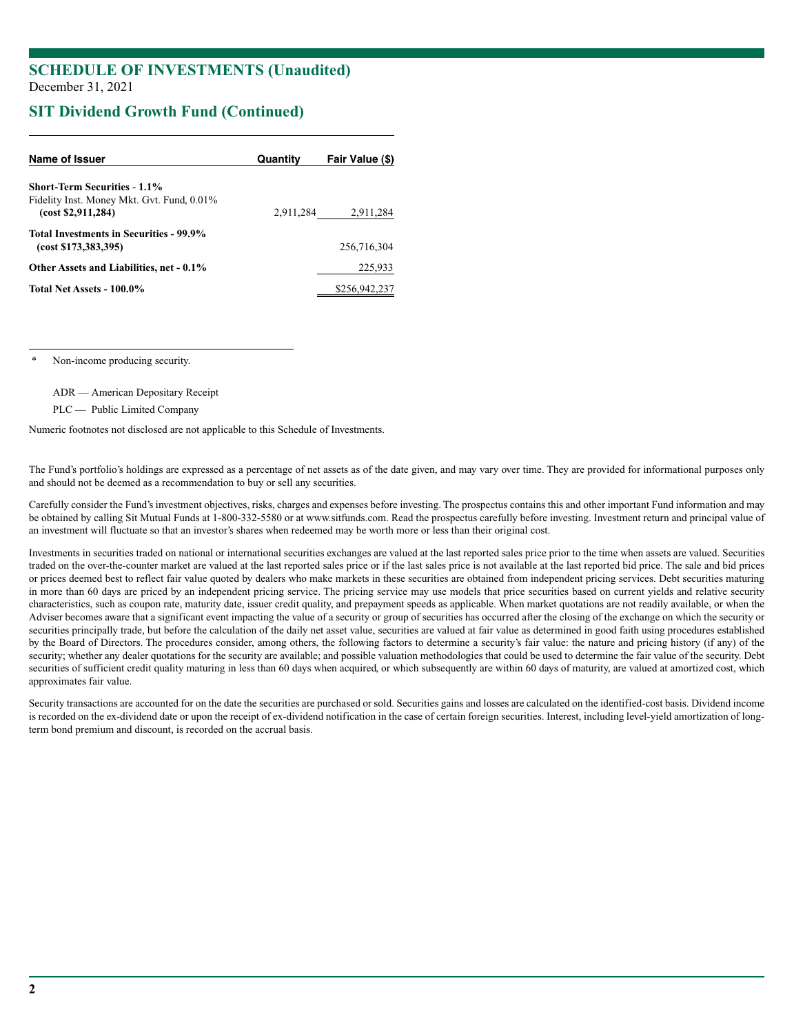# SCHEDULE OF INVESTMENTS (Unaudited)

December 31, 2021

## SIT Dividend Growth Fund (Continued)

| Name of Issuer | Quantity | Fair Value ($) |
|---|---|---|
| **Short-Term Securities - 1.1%** | | |
| Fidelity Inst. Money Mkt. Gvt. Fund, 0.01% **(cost $2,911,284)** | 2,911,284 | 2,911,284 |
| **Total Investments in Securities - 99.9% (cost $173,383,395)** | | 256,716,304 |
| **Other Assets and Liabilities, net - 0.1%** | | 225,933 |
| **Total Net Assets - 100.0%** | | $256,942,237 |

\* Non-income producing security.

ADR — American Depositary Receipt

PLC — Public Limited Company

Numeric footnotes not disclosed are not applicable to this Schedule of Investments.

The Fund's portfolio's holdings are expressed as a percentage of net assets as of the date given, and may vary over time. They are provided for informational purposes only and should not be deemed as a recommendation to buy or sell any securities.

Carefully consider the Fund's investment objectives, risks, charges and expenses before investing. The prospectus contains this and other important Fund information and may be obtained by calling Sit Mutual Funds at 1-800-332-5580 or at www.sitfunds.com. Read the prospectus carefully before investing. Investment return and principal value of an investment will fluctuate so that an investor's shares when redeemed may be worth more or less than their original cost.

Investments in securities traded on national or international securities exchanges are valued at the last reported sales price prior to the time when assets are valued. Securities traded on the over-the-counter market are valued at the last reported sales price or if the last sales price is not available at the last reported bid price. The sale and bid prices or prices deemed best to reflect fair value quoted by dealers who make markets in these securities are obtained from independent pricing services. Debt securities maturing in more than 60 days are priced by an independent pricing service. The pricing service may use models that price securities based on current yields and relative security characteristics, such as coupon rate, maturity date, issuer credit quality, and prepayment speeds as applicable. When market quotations are not readily available, or when the Adviser becomes aware that a significant event impacting the value of a security or group of securities has occurred after the closing of the exchange on which the security or securities principally trade, but before the calculation of the daily net asset value, securities are valued at fair value as determined in good faith using procedures established by the Board of Directors. The procedures consider, among others, the following factors to determine a security's fair value: the nature and pricing history (if any) of the security; whether any dealer quotations for the security are available; and possible valuation methodologies that could be used to determine the fair value of the security. Debt securities of sufficient credit quality maturing in less than 60 days when acquired, or which subsequently are within 60 days of maturity, are valued at amortized cost, which approximates fair value.

Security transactions are accounted for on the date the securities are purchased or sold. Securities gains and losses are calculated on the identified-cost basis. Dividend income is recorded on the ex-dividend date or upon the receipt of ex-dividend notification in the case of certain foreign securities. Interest, including level-yield amortization of long-term bond premium and discount, is recorded on the accrual basis.